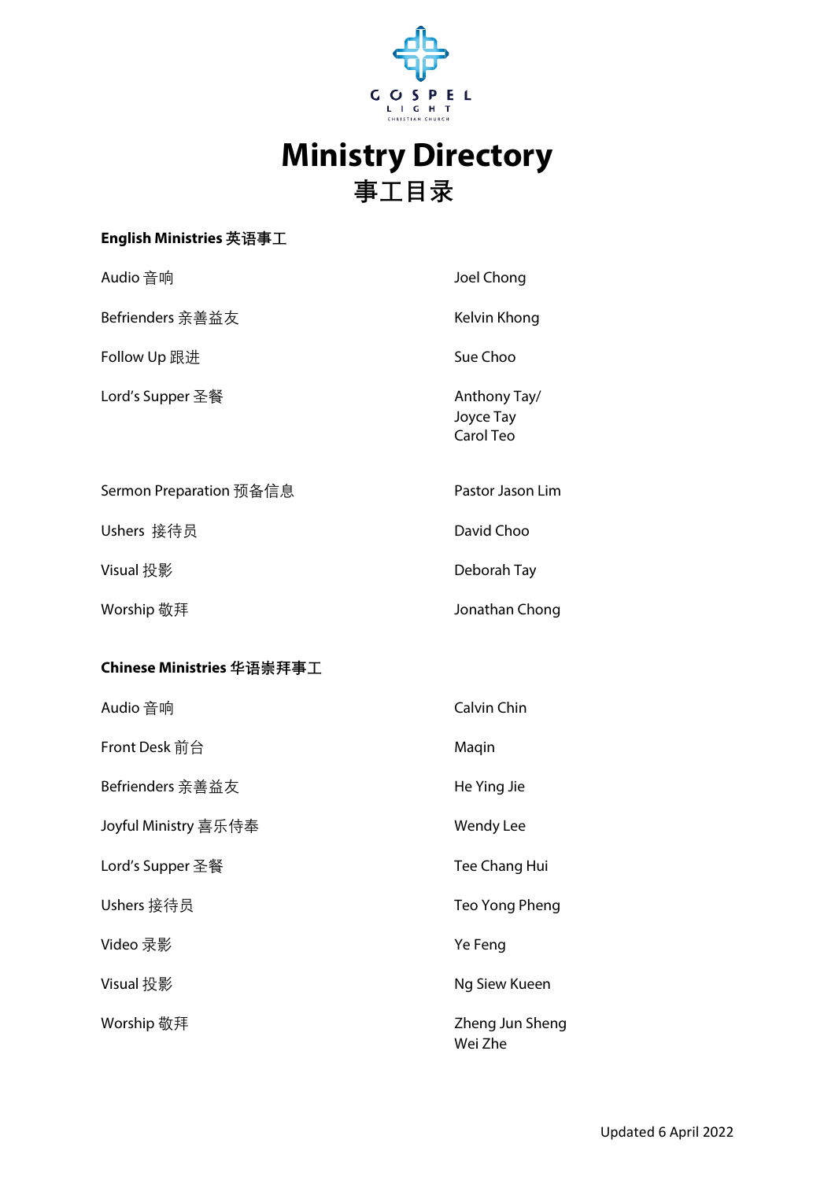GOSPEL LIGHT CHRISTIAN CHURCH

# Ministry Directory
# 事工目录

**English Ministries 英语事工**

| | |
|---|---|
| Audio 音响 | Joel Chong |
| Befrienders 亲善益友 | Kelvin Khong |
| Follow Up 跟进 | Sue Choo |
| Lord's Supper 圣餐 | Anthony Tay/<br>Joyce Tay<br>Carol Teo |
| Sermon Preparation 预备信息 | Pastor Jason Lim |
| Ushers 接待员 | David Choo |
| Visual 投影 | Deborah Tay |
| Worship 敬拜 | Jonathan Chong |

**Chinese Ministries 华语崇拜事工**

| | |
|---|---|
| Audio 音响 | Calvin Chin |
| Front Desk 前台 | Maqin |
| Befrienders 亲善益友 | He Ying Jie |
| Joyful Ministry 喜乐侍奉 | Wendy Lee |
| Lord's Supper 圣餐 | Tee Chang Hui |
| Ushers 接待员 | Teo Yong Pheng |
| Video 录影 | Ye Feng |
| Visual 投影 | Ng Siew Kueen |
| Worship 敬拜 | Zheng Jun Sheng<br>Wei Zhe |

Updated 6 April 2022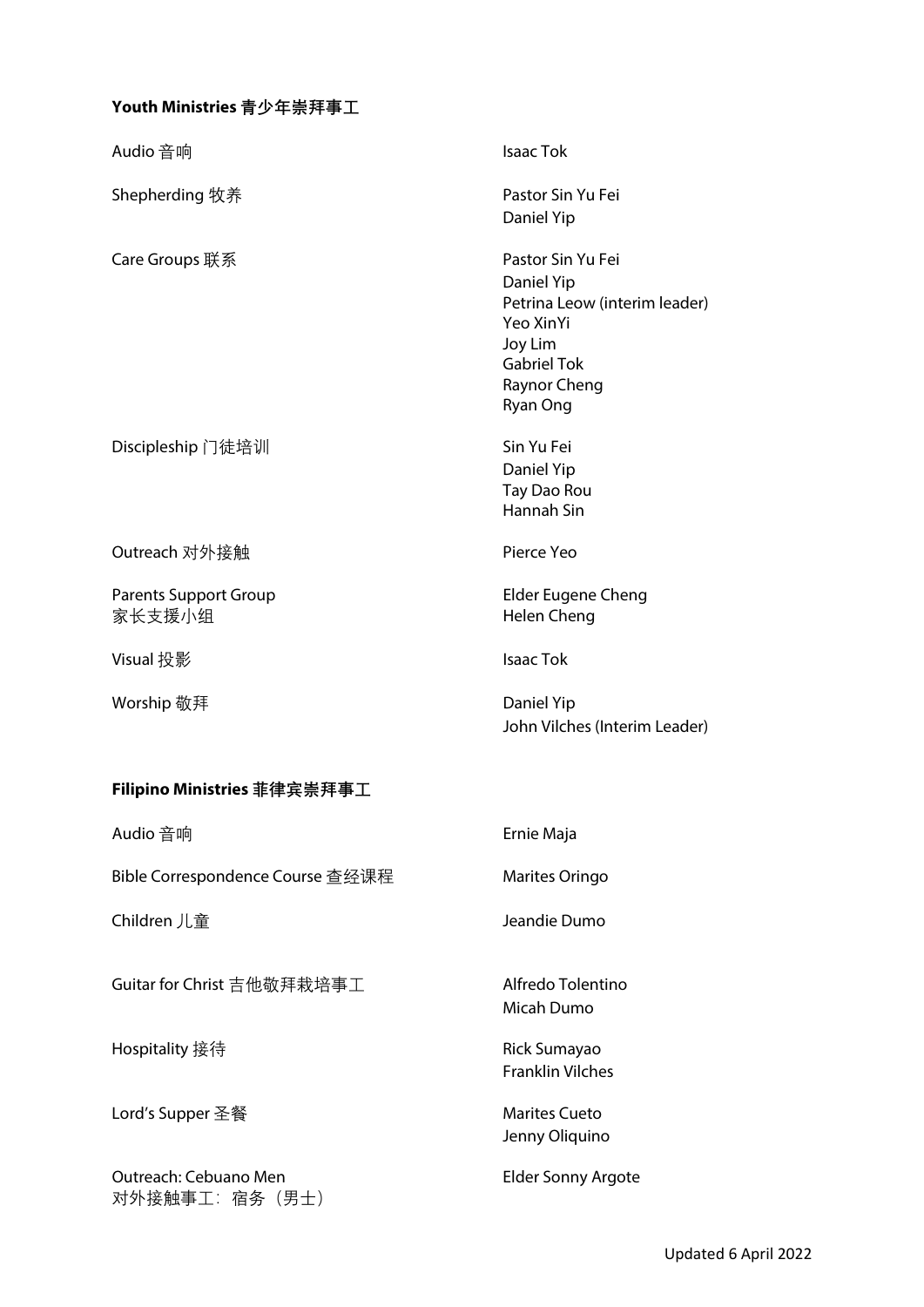**Youth Ministries 青少年崇拜事工**

| | |
|---|---|
| Audio 音响 | Isaac Tok |
| Shepherding 牧养 | Pastor Sin Yu Fei<br>Daniel Yip |
| Care Groups 联系 | Pastor Sin Yu Fei<br>Daniel Yip<br>Petrina Leow (interim leader)<br>Yeo XinYi<br>Joy Lim<br>Gabriel Tok<br>Raynor Cheng<br>Ryan Ong |
| Discipleship 门徒培训 | Sin Yu Fei<br>Daniel Yip<br>Tay Dao Rou<br>Hannah Sin |
| Outreach 对外接触 | Pierce Yeo |
| Parents Support Group<br>家长支援小组 | Elder Eugene Cheng<br>Helen Cheng |
| Visual 投影 | Isaac Tok |
| Worship 敬拜 | Daniel Yip<br>John Vilches (Interim Leader) |

**Filipino Ministries 菲律宾崇拜事工**

| | |
|---|---|
| Audio 音响 | Ernie Maja |
| Bible Correspondence Course 查经课程 | Marites Oringo |
| Children 儿童 | Jeandie Dumo |
| Guitar for Christ 吉他敬拜栽培事工 | Alfredo Tolentino<br>Micah Dumo |
| Hospitality 接待 | Rick Sumayao<br>Franklin Vilches |
| Lord's Supper 圣餐 | Marites Cueto<br>Jenny Oliquino |
| Outreach: Cebuano Men<br>对外接触事工：宿务（男士） | Elder Sonny Argote |

Updated 6 April 2022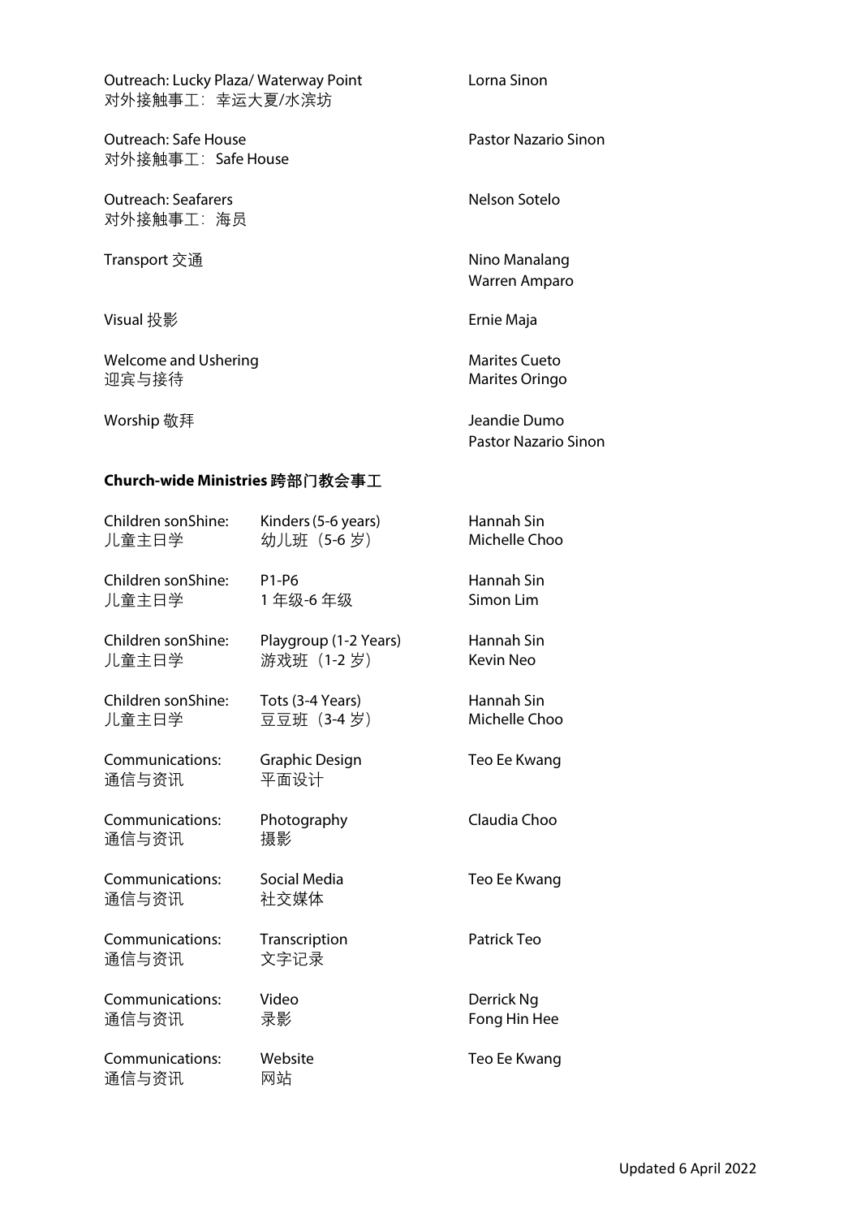| | |
|---|---|
| Outreach: Lucky Plaza/ Waterway Point<br>对外接触事工：幸运大厦/水滨坊 | Lorna Sinon |
| Outreach: Safe House<br>对外接触事工：Safe House | Pastor Nazario Sinon |
| Outreach: Seafarers<br>对外接触事工：海员 | Nelson Sotelo |
| Transport 交通 | Nino Manalang<br>Warren Amparo |
| Visual 投影 | Ernie Maja |
| Welcome and Ushering<br>迎宾与接待 | Marites Cueto<br>Marites Oringo |
| Worship 敬拜 | Jeandie Dumo<br>Pastor Nazario Sinon |

**Church-wide Ministries 跨部门教会事工**

| | | |
|---|---|---|
| Children sonShine:<br>儿童主日学 | Kinders (5-6 years)<br>幼儿班（5-6 岁） | Hannah Sin<br>Michelle Choo |
| Children sonShine:<br>儿童主日学 | P1-P6<br>1 年级-6 年级 | Hannah Sin<br>Simon Lim |
| Children sonShine:<br>儿童主日学 | Playgroup (1-2 Years)<br>游戏班（1-2 岁） | Hannah Sin<br>Kevin Neo |
| Children sonShine:<br>儿童主日学 | Tots (3-4 Years)<br>豆豆班（3-4 岁） | Hannah Sin<br>Michelle Choo |
| Communications:<br>通信与资讯 | Graphic Design<br>平面设计 | Teo Ee Kwang |
| Communications:<br>通信与资讯 | Photography<br>摄影 | Claudia Choo |
| Communications:<br>通信与资讯 | Social Media<br>社交媒体 | Teo Ee Kwang |
| Communications:<br>通信与资讯 | Transcription<br>文字记录 | Patrick Teo |
| Communications:<br>通信与资讯 | Video<br>录影 | Derrick Ng<br>Fong Hin Hee |
| Communications:<br>通信与资讯 | Website<br>网站 | Teo Ee Kwang |

Updated 6 April 2022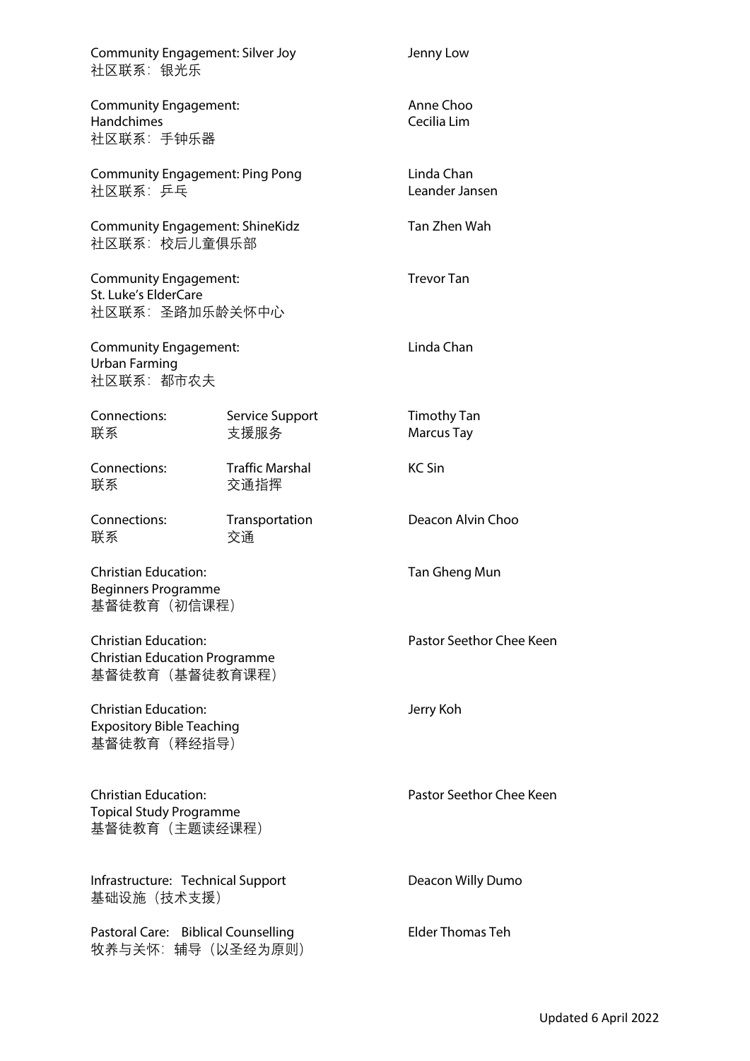| Ministry | | Person(s) in charge |
|---|---|---|
| Community Engagement: Silver Joy<br>社区联系：银光乐 | | Jenny Low |
| Community Engagement: Handchimes<br>社区联系：手钟乐器 | | Anne Choo<br>Cecilia Lim |
| Community Engagement: Ping Pong<br>社区联系：乒乓 | | Linda Chan<br>Leander Jansen |
| Community Engagement: ShineKidz<br>社区联系：校后儿童俱乐部 | | Tan Zhen Wah |
| Community Engagement: St. Luke's ElderCare<br>社区联系：圣路加乐龄关怀中心 | | Trevor Tan |
| Community Engagement: Urban Farming<br>社区联系：都市农夫 | | Linda Chan |
| Connections:<br>联系 | Service Support<br>支援服务 | Timothy Tan<br>Marcus Tay |
| Connections:<br>联系 | Traffic Marshal<br>交通指挥 | KC Sin |
| Connections:<br>联系 | Transportation<br>交通 | Deacon Alvin Choo |
| Christian Education: Beginners Programme<br>基督徒教育（初信课程） | | Tan Gheng Mun |
| Christian Education: Christian Education Programme<br>基督徒教育（基督徒教育课程） | | Pastor Seethor Chee Keen |
| Christian Education: Expository Bible Teaching<br>基督徒教育（释经指导） | | Jerry Koh |
| Christian Education: Topical Study Programme<br>基督徒教育（主题读经课程） | | Pastor Seethor Chee Keen |
| Infrastructure: Technical Support<br>基础设施（技术支援） | | Deacon Willy Dumo |
| Pastoral Care: Biblical Counselling<br>牧养与关怀：辅导（以圣经为原则） | | Elder Thomas Teh |

Updated 6 April 2022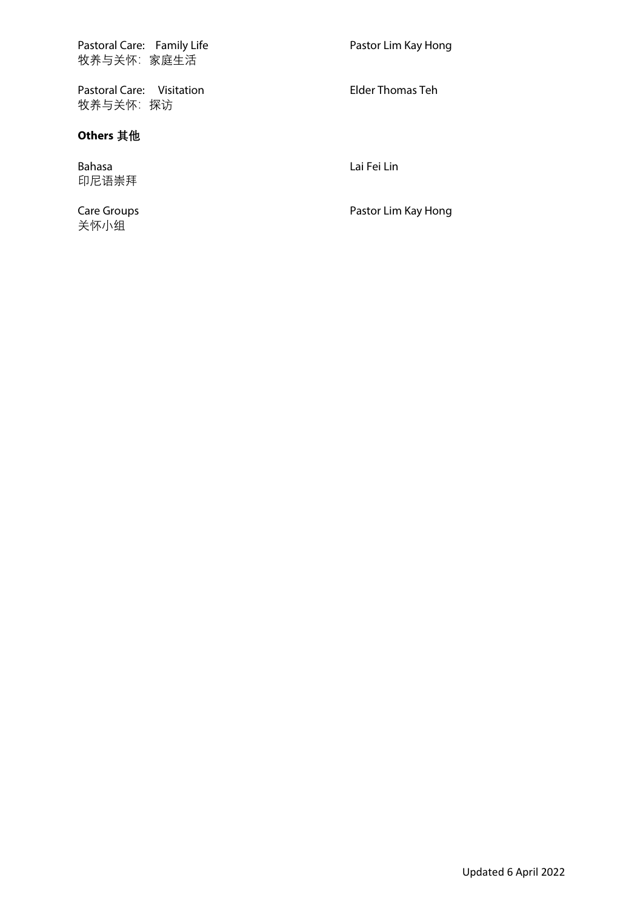| | |
|---|---|
| Pastoral Care: Family Life<br>牧养与关怀：家庭生活 | Pastor Lim Kay Hong |
| Pastoral Care: Visitation<br>牧养与关怀：探访 | Elder Thomas Teh |

**Others 其他**

| | |
|---|---|
| Bahasa<br>印尼语崇拜 | Lai Fei Lin |
| Care Groups<br>关怀小组 | Pastor Lim Kay Hong |

Updated 6 April 2022